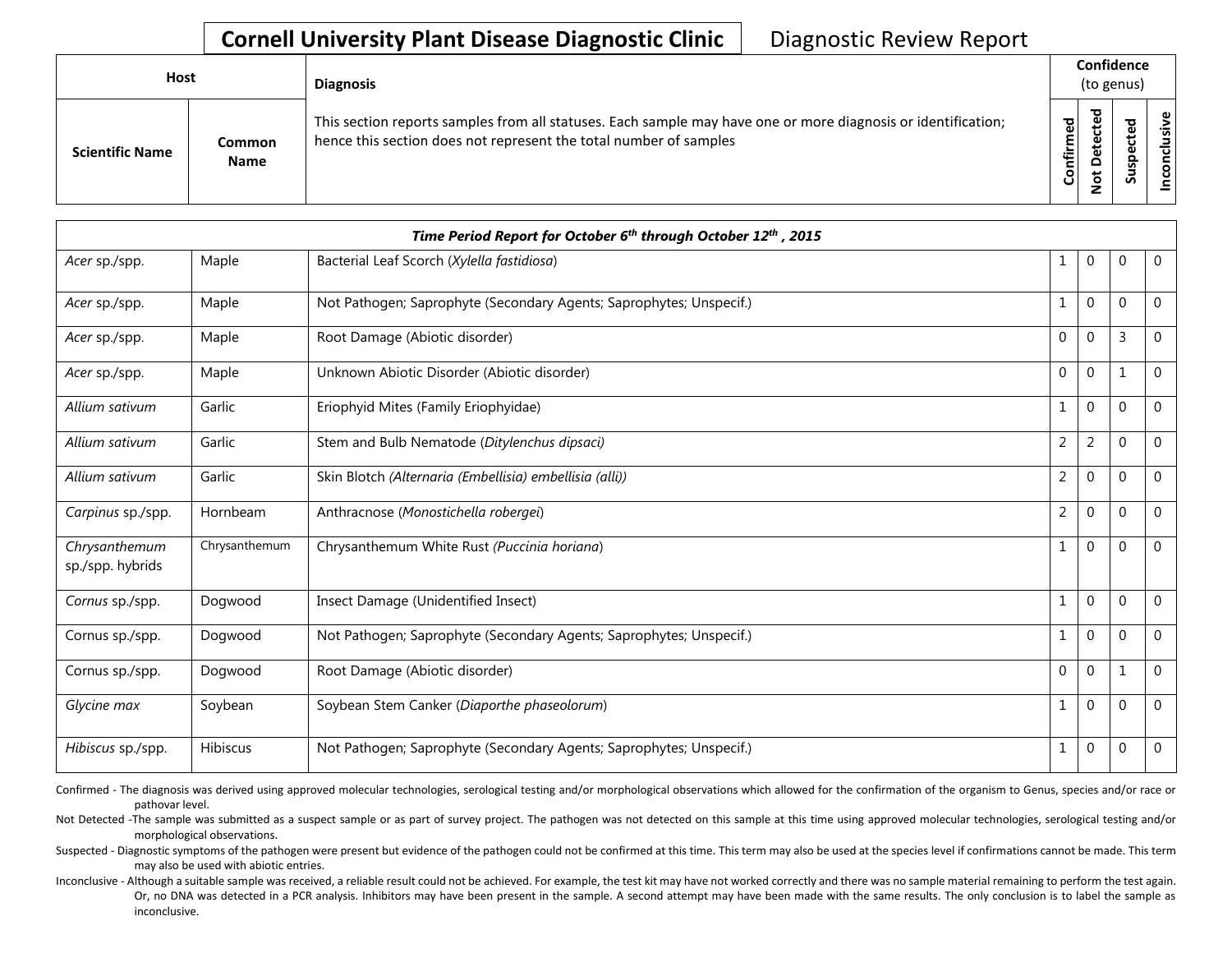**Cornell University Plant Disease Diagnostic Clinic** Diagnostic Review Report

| Host | | Diagnosis | Confidence (to genus) | | | |
|---|---|---|---|---|---|---|
| **Scientific Name** | **Common Name** | This section reports samples from all statuses. Each sample may have one or more diagnosis or identification; hence this section does not represent the total number of samples | **Confirmed** | **Not Detected** | **Suspected** | **Inconclusive** |
| ***Time Period Report for October 6th through October 12th , 2015*** | | | | | | |
| *Acer* sp./spp. | Maple | Bacterial Leaf Scorch (*Xylella fastidiosa*) | 1 | 0 | 0 | 0 |
| *Acer* sp./spp. | Maple | Not Pathogen; Saprophyte (Secondary Agents; Saprophytes; Unspecif.) | 1 | 0 | 0 | 0 |
| *Acer* sp./spp. | Maple | Root Damage (Abiotic disorder) | 0 | 0 | 3 | 0 |
| *Acer* sp./spp. | Maple | Unknown Abiotic Disorder (Abiotic disorder) | 0 | 0 | 1 | 0 |
| *Allium sativum* | Garlic | Eriophyid Mites (Family Eriophyidae) | 1 | 0 | 0 | 0 |
| *Allium sativum* | Garlic | Stem and Bulb Nematode (*Ditylenchus dipsaci)* | 2 | 2 | 0 | 0 |
| *Allium sativum* | Garlic | Skin Blotch *(Alternaria (Embellisia) embellisia (alli))* | 2 | 0 | 0 | 0 |
| *Carpinus* sp./spp. | Hornbeam | Anthracnose (*Monostichella robergei*) | 2 | 0 | 0 | 0 |
| *Chrysanthemum* sp./spp. hybrids | Chrysanthemum | Chrysanthemum White Rust *(Puccinia horiana*) | 1 | 0 | 0 | 0 |
| *Cornus* sp./spp. | Dogwood | Insect Damage (Unidentified Insect) | 1 | 0 | 0 | 0 |
| Cornus sp./spp. | Dogwood | Not Pathogen; Saprophyte (Secondary Agents; Saprophytes; Unspecif.) | 1 | 0 | 0 | 0 |
| Cornus sp./spp. | Dogwood | Root Damage (Abiotic disorder) | 0 | 0 | 1 | 0 |
| *Glycine max* | Soybean | Soybean Stem Canker (*Diaporthe phaseolorum*) | 1 | 0 | 0 | 0 |
| *Hibiscus* sp./spp. | Hibiscus | Not Pathogen; Saprophyte (Secondary Agents; Saprophytes; Unspecif.) | 1 | 0 | 0 | 0 |

Confirmed - The diagnosis was derived using approved molecular technologies, serological testing and/or morphological observations which allowed for the confirmation of the organism to Genus, species and/or race or pathovar level.

Not Detected -The sample was submitted as a suspect sample or as part of survey project. The pathogen was not detected on this sample at this time using approved molecular technologies, serological testing and/or morphological observations.

Suspected - Diagnostic symptoms of the pathogen were present but evidence of the pathogen could not be confirmed at this time. This term may also be used at the species level if confirmations cannot be made. This term may also be used with abiotic entries.

Inconclusive - Although a suitable sample was received, a reliable result could not be achieved. For example, the test kit may have not worked correctly and there was no sample material remaining to perform the test again. Or, no DNA was detected in a PCR analysis. Inhibitors may have been present in the sample. A second attempt may have been made with the same results. The only conclusion is to label the sample as inconclusive.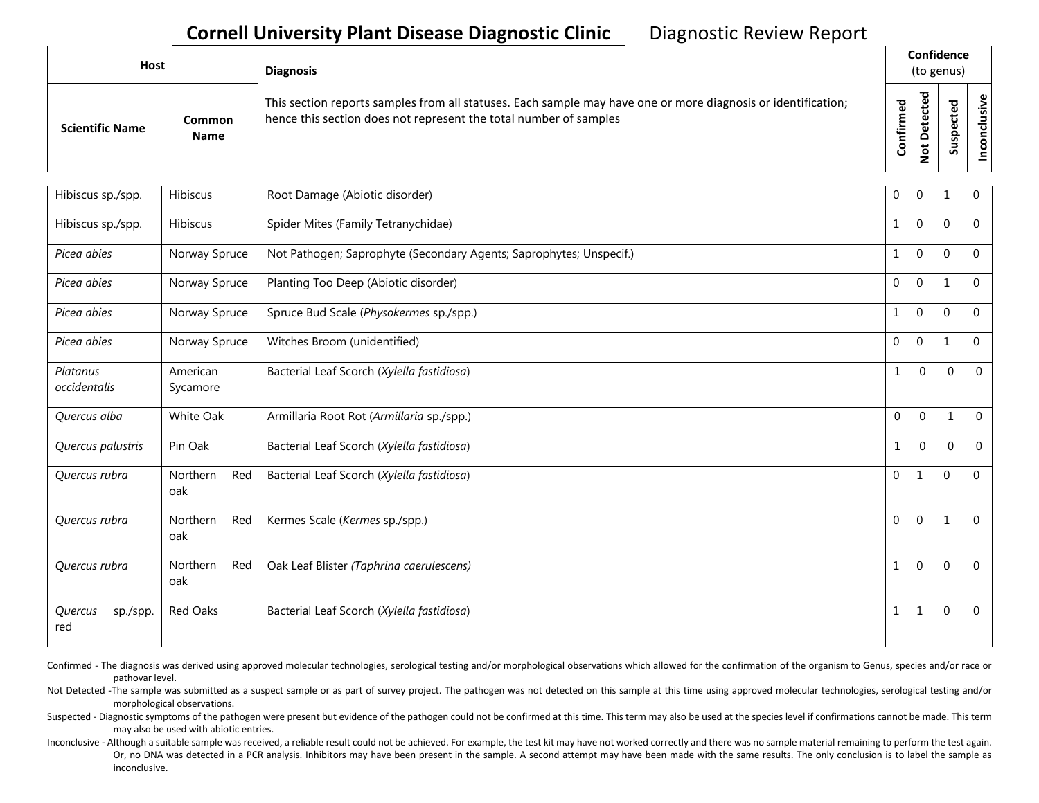# Cornell University Plant Disease Diagnostic Clinic

Diagnostic Review Report

| Host | | Diagnosis | Confidence (to genus) | | | |
|---|---|---|---|---|---|---|
| Scientific Name | Common Name | This section reports samples from all statuses. Each sample may have one or more diagnosis or identification; hence this section does not represent the total number of samples | Confirmed | Not Detected | Suspected | Inconclusive |
| Hibiscus sp./spp. | Hibiscus | Root Damage (Abiotic disorder) | 0 | 0 | 1 | 0 |
| Hibiscus sp./spp. | Hibiscus | Spider Mites (Family Tetranychidae) | 1 | 0 | 0 | 0 |
| *Picea abies* | Norway Spruce | Not Pathogen; Saprophyte (Secondary Agents; Saprophytes; Unspecif.) | 1 | 0 | 0 | 0 |
| *Picea abies* | Norway Spruce | Planting Too Deep (Abiotic disorder) | 0 | 0 | 1 | 0 |
| *Picea abies* | Norway Spruce | Spruce Bud Scale (*Physokermes* sp./spp.) | 1 | 0 | 0 | 0 |
| *Picea abies* | Norway Spruce | Witches Broom (unidentified) | 0 | 0 | 1 | 0 |
| *Platanus occidentalis* | American Sycamore | Bacterial Leaf Scorch (*Xylella fastidiosa*) | 1 | 0 | 0 | 0 |
| *Quercus alba* | White Oak | Armillaria Root Rot (*Armillaria* sp./spp.) | 0 | 0 | 1 | 0 |
| *Quercus palustris* | Pin Oak | Bacterial Leaf Scorch (*Xylella fastidiosa*) | 1 | 0 | 0 | 0 |
| *Quercus rubra* | Northern Red oak | Bacterial Leaf Scorch (*Xylella fastidiosa*) | 0 | 1 | 0 | 0 |
| *Quercus rubra* | Northern Red oak | Kermes Scale (*Kermes* sp./spp.) | 0 | 0 | 1 | 0 |
| *Quercus rubra* | Northern Red oak | Oak Leaf Blister *(Taphrina caerulescens)* | 1 | 0 | 0 | 0 |
| *Quercus* sp./spp. red | Red Oaks | Bacterial Leaf Scorch (*Xylella fastidiosa*) | 1 | 1 | 0 | 0 |

Confirmed - The diagnosis was derived using approved molecular technologies, serological testing and/or morphological observations which allowed for the confirmation of the organism to Genus, species and/or race or pathovar level.

Not Detected -The sample was submitted as a suspect sample or as part of survey project. The pathogen was not detected on this sample at this time using approved molecular technologies, serological testing and/or morphological observations.

Suspected - Diagnostic symptoms of the pathogen were present but evidence of the pathogen could not be confirmed at this time. This term may also be used at the species level if confirmations cannot be made. This term may also be used with abiotic entries.

Inconclusive - Although a suitable sample was received, a reliable result could not be achieved. For example, the test kit may have not worked correctly and there was no sample material remaining to perform the test again. Or, no DNA was detected in a PCR analysis. Inhibitors may have been present in the sample. A second attempt may have been made with the same results. The only conclusion is to label the sample as inconclusive.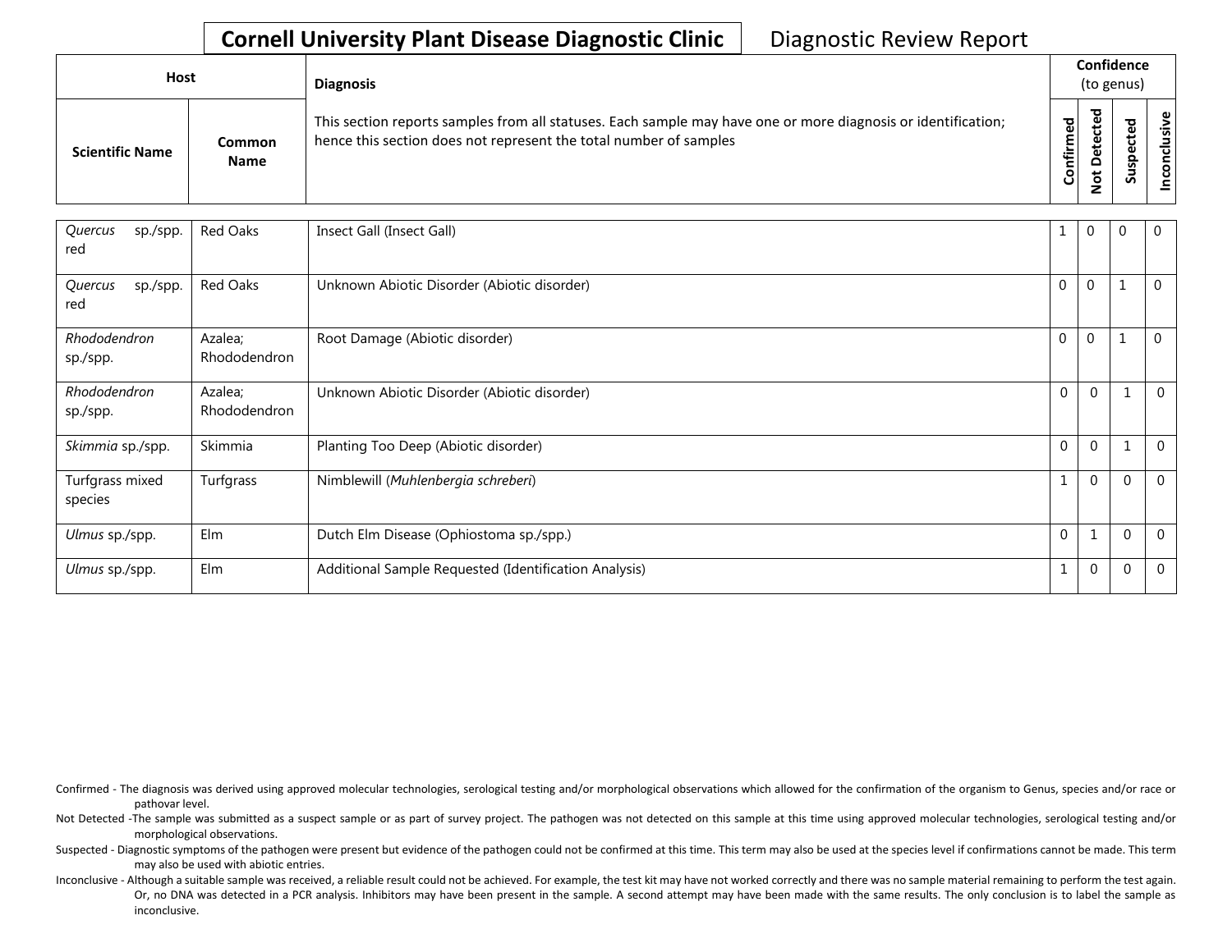# Cornell University Plant Disease Diagnostic Clinic

Diagnostic Review Report

| Host | | Diagnosis | Confidence (to genus) | | | |
|---|---|---|---|---|---|---|
| Scientific Name | Common Name | This section reports samples from all statuses. Each sample may have one or more diagnosis or identification; hence this section does not represent the total number of samples | Confirmed | Not Detected | Suspected | Inconclusive |
| *Quercus* sp./spp. red | Red Oaks | Insect Gall (Insect Gall) | 1 | 0 | 0 | 0 |
| *Quercus* sp./spp. red | Red Oaks | Unknown Abiotic Disorder (Abiotic disorder) | 0 | 0 | 1 | 0 |
| *Rhododendron* sp./spp. | Azalea; Rhododendron | Root Damage (Abiotic disorder) | 0 | 0 | 1 | 0 |
| *Rhododendron* sp./spp. | Azalea; Rhododendron | Unknown Abiotic Disorder (Abiotic disorder) | 0 | 0 | 1 | 0 |
| *Skimmia* sp./spp. | Skimmia | Planting Too Deep (Abiotic disorder) | 0 | 0 | 1 | 0 |
| Turfgrass mixed species | Turfgrass | Nimblewill (*Muhlenbergia schreberi*) | 1 | 0 | 0 | 0 |
| *Ulmus* sp./spp. | Elm | Dutch Elm Disease (Ophiostoma sp./spp.) | 0 | 1 | 0 | 0 |
| *Ulmus* sp./spp. | Elm | Additional Sample Requested (Identification Analysis) | 1 | 0 | 0 | 0 |

Confirmed - The diagnosis was derived using approved molecular technologies, serological testing and/or morphological observations which allowed for the confirmation of the organism to Genus, species and/or race or pathovar level.

Not Detected -The sample was submitted as a suspect sample or as part of survey project. The pathogen was not detected on this sample at this time using approved molecular technologies, serological testing and/or morphological observations.

Suspected - Diagnostic symptoms of the pathogen were present but evidence of the pathogen could not be confirmed at this time. This term may also be used at the species level if confirmations cannot be made. This term may also be used with abiotic entries.

Inconclusive - Although a suitable sample was received, a reliable result could not be achieved. For example, the test kit may have not worked correctly and there was no sample material remaining to perform the test again. Or, no DNA was detected in a PCR analysis. Inhibitors may have been present in the sample. A second attempt may have been made with the same results. The only conclusion is to label the sample as inconclusive.